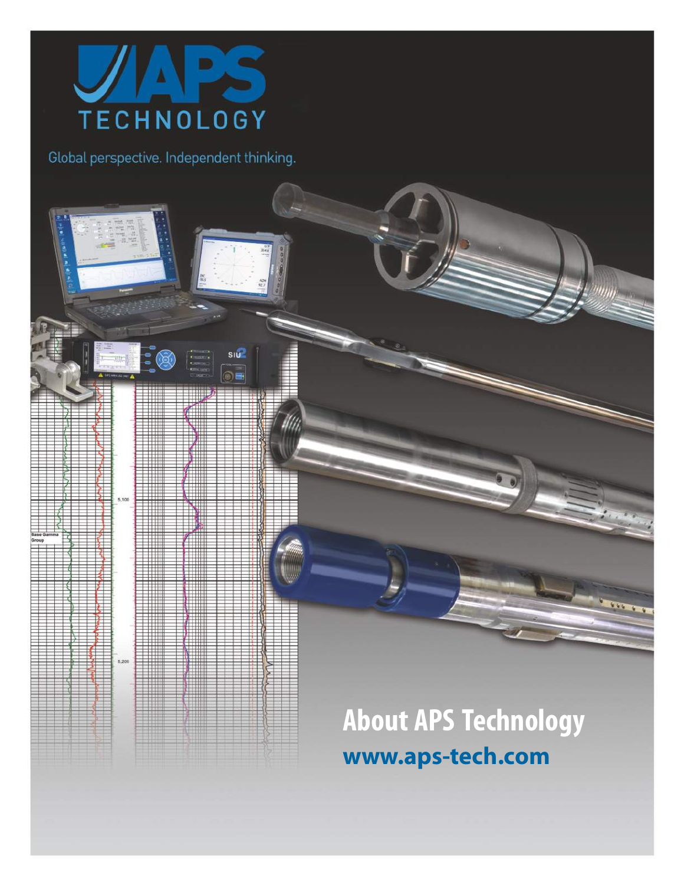# APS TECHNOLOGY

Global perspective. Independent thinking.

## About APS Technology

**www.aps-tech.com**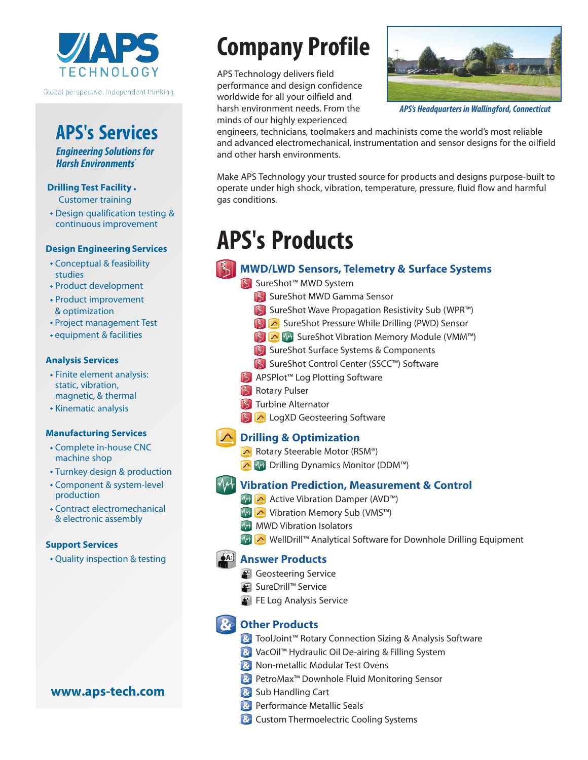APS TECHNOLOGY

Global perspective. Independent thinking.

# Company Profile

APS Technology delivers field performance and design confidence worldwide for all your oilfield and harsh environment needs. From the minds of our highly experienced engineers, technicians, toolmakers and machinists come the world's most reliable and advanced electromechanical, instrumentation and sensor designs for the oilfield and other harsh environments.

*APS's Headquarters in Wallingford, Connecticut*

Make APS Technology your trusted source for products and designs purpose-built to operate under high shock, vibration, temperature, pressure, fluid flow and harmful gas conditions.

## APS's Services

*Engineering Solutions for Harsh Environments®*

### Drilling Test Facility

- Customer training
- Design qualification testing & continuous improvement

### Design Engineering Services

- Conceptual & feasibility studies
- Product development
- Product improvement & optimization
- Project management Test
- equipment & facilities

### Analysis Services

- Finite element analysis: static, vibration, magnetic, & thermal
- Kinematic analysis

### Manufacturing Services

- Complete in-house CNC machine shop
- Turnkey design & production
- Component & system-level production
- Contract electromechanical & electronic assembly

### Support Services

- Quality inspection & testing

www.aps-tech.com

# APS's Products

### MWD/LWD Sensors, Telemetry & Surface Systems

- SureShot™ MWD System
  - SureShot MWD Gamma Sensor
  - SureShot Wave Propagation Resistivity Sub (WPR™)
  - SureShot Pressure While Drilling (PWD) Sensor
  - SureShot Vibration Memory Module (VMM™)
  - SureShot Surface Systems & Components
  - SureShot Control Center (SSCC™) Software
- APSPlot™ Log Plotting Software
- Rotary Pulser
- Turbine Alternator
- LogXD Geosteering Software

### Drilling & Optimization

- Rotary Steerable Motor (RSM®)
- Drilling Dynamics Monitor (DDM™)

### Vibration Prediction, Measurement & Control

- Active Vibration Damper (AVD™)
- Vibration Memory Sub (VMS™)
- MWD Vibration Isolators
- WellDrill™ Analytical Software for Downhole Drilling Equipment

### Answer Products

- Geosteering Service
- SureDrill™ Service
- FE Log Analysis Service

### Other Products

- ToolJoint™ Rotary Connection Sizing & Analysis Software
- VacOil™ Hydraulic Oil De-airing & Filling System
- Non-metallic Modular Test Ovens
- PetroMax™ Downhole Fluid Monitoring Sensor
- Sub Handling Cart
- Performance Metallic Seals
- Custom Thermoelectric Cooling Systems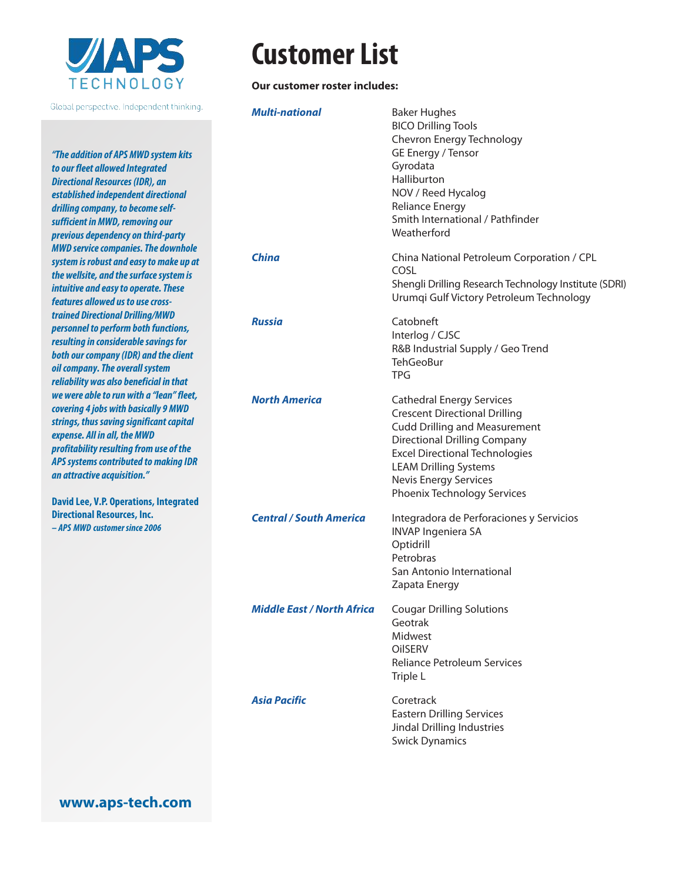APS TECHNOLOGY

Global perspective. Independent thinking.

*"The addition of APS MWD system kits to our fleet allowed Integrated Directional Resources (IDR), an established independent directional drilling company, to become self-sufficient in MWD, removing our previous dependency on third-party MWD service companies. The downhole system is robust and easy to make up at the wellsite, and the surface system is intuitive and easy to operate. These features allowed us to use cross-trained Directional Drilling/MWD personnel to perform both functions, resulting in considerable savings for both our company (IDR) and the client oil company. The overall system reliability was also beneficial in that we were able to run with a "lean" fleet, covering 4 jobs with basically 9 MWD strings, thus saving significant capital expense. All in all, the MWD profitability resulting from use of the APS systems contributed to making IDR an attractive acquisition."*

**David Lee, V.P. Operations, Integrated Directional Resources, Inc.**
*– APS MWD customer since 2006*

**www.aps-tech.com**

# Customer List

**Our customer roster includes:**

| | |
|---|---|
| ***Multi-national*** | Baker Hughes<br>BICO Drilling Tools<br>Chevron Energy Technology<br>GE Energy / Tensor<br>Gyrodata<br>Halliburton<br>NOV / Reed Hycalog<br>Reliance Energy<br>Smith International / Pathfinder<br>Weatherford |
| ***China*** | China National Petroleum Corporation / CPL<br>COSL<br>Shengli Drilling Research Technology Institute (SDRI)<br>Urumqi Gulf Victory Petroleum Technology |
| ***Russia*** | Catobneft<br>Interlog / CJSC<br>R&B Industrial Supply / Geo Trend<br>TehGeoBur<br>TPG |
| ***North America*** | Cathedral Energy Services<br>Crescent Directional Drilling<br>Cudd Drilling and Measurement<br>Directional Drilling Company<br>Excel Directional Technologies<br>LEAM Drilling Systems<br>Nevis Energy Services<br>Phoenix Technology Services |
| ***Central / South America*** | Integradora de Perforaciones y Servicios<br>INVAP Ingeniera SA<br>Optidrill<br>Petrobras<br>San Antonio International<br>Zapata Energy |
| ***Middle East / North Africa*** | Cougar Drilling Solutions<br>Geotrak<br>Midwest<br>OilSERV<br>Reliance Petroleum Services<br>Triple L |
| ***Asia Pacific*** | Coretrack<br>Eastern Drilling Services<br>Jindal Drilling Industries<br>Swick Dynamics |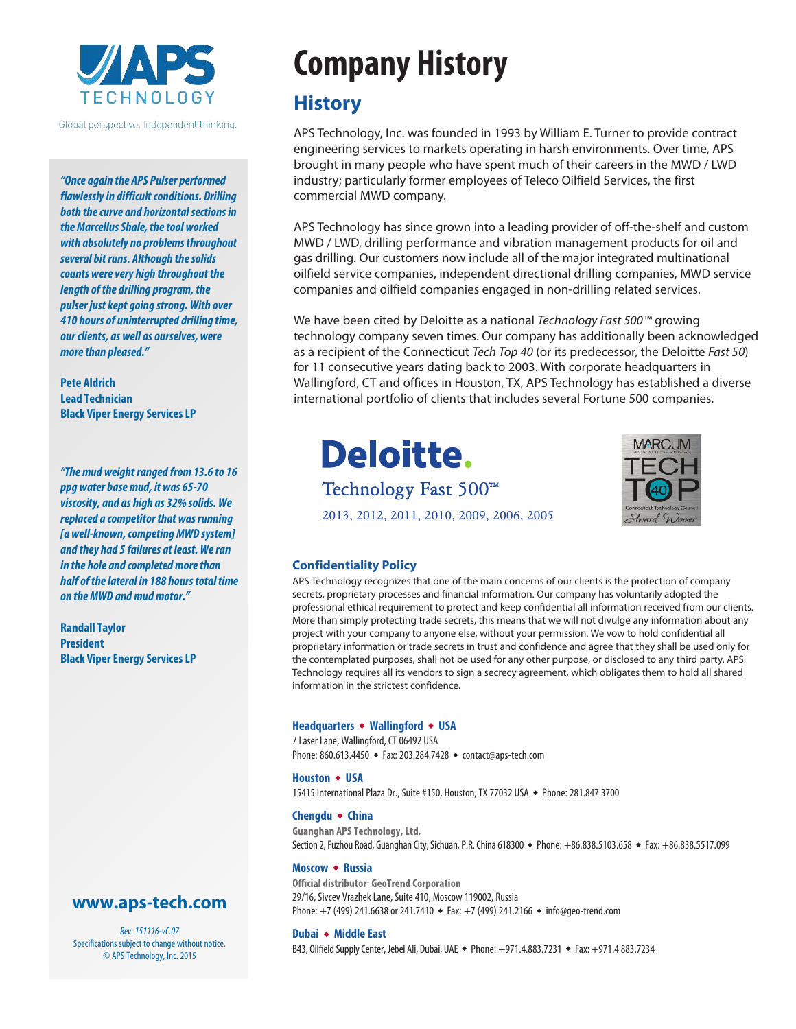APS TECHNOLOGY

Global perspective. Independent thinking.

# Company History

## History

APS Technology, Inc. was founded in 1993 by William E. Turner to provide contract engineering services to markets operating in harsh environments. Over time, APS brought in many people who have spent much of their careers in the MWD / LWD industry; particularly former employees of Teleco Oilfield Services, the first commercial MWD company.

APS Technology has since grown into a leading provider of off-the-shelf and custom MWD / LWD, drilling performance and vibration management products for oil and gas drilling. Our customers now include all of the major integrated multinational oilfield service companies, independent directional drilling companies, MWD service companies and oilfield companies engaged in non-drilling related services.

We have been cited by Deloitte as a national *Technology Fast 500™* growing technology company seven times. Our company has additionally been acknowledged as a recipient of the Connecticut *Tech Top 40* (or its predecessor, the Deloitte *Fast 50*) for 11 consecutive years dating back to 2003. With corporate headquarters in Wallingford, CT and offices in Houston, TX, APS Technology has established a diverse international portfolio of clients that includes several Fortune 500 companies.

Deloitte.
Technology Fast 500™
2013, 2012, 2011, 2010, 2009, 2006, 2005

MARCUM TECH TOP 40 Connecticut Technology Council Award Winner

### Confidentiality Policy

APS Technology recognizes that one of the main concerns of our clients is the protection of company secrets, proprietary processes and financial information. Our company has voluntarily adopted the professional ethical requirement to protect and keep confidential all information received from our clients. More than simply protecting trade secrets, this means that we will not divulge any information about any project with your company to anyone else, without your permission. We vow to hold confidential all proprietary information or trade secrets in trust and confidence and agree that they shall be used only for the contemplated purposes, shall not be used for any other purpose, or disclosed to any third party. APS Technology requires all its vendors to sign a secrecy agreement, which obligates them to hold all shared information in the strictest confidence.

**Headquarters ◆ Wallingford ◆ USA**
7 Laser Lane, Wallingford, CT 06492 USA
Phone: 860.613.4450 ◆ Fax: 203.284.7428 ◆ contact@aps-tech.com

**Houston ◆ USA**
15415 International Plaza Dr., Suite #150, Houston, TX 77032 USA ◆ Phone: 281.847.3700

**Chengdu ◆ China**
**Guanghan APS Technology, Ltd.**
Section 2, Fuzhou Road, Guanghan City, Sichuan, P.R. China 618300 ◆ Phone: +86.838.5103.658 ◆ Fax: +86.838.5517.099

**Moscow ◆ Russia**
**Official distributor: GeoTrend Corporation**
29/16, Sivcev Vrazhek Lane, Suite 410, Moscow 119002, Russia
Phone: +7 (499) 241.6638 or 241.7410 ◆ Fax: +7 (499) 241.2166 ◆ info@geo-trend.com

**Dubai ◆ Middle East**
B43, Oilfield Supply Center, Jebel Ali, Dubai, UAE ◆ Phone: +971.4.883.7231 ◆ Fax: +971.4 883.7234

***"Once again the APS Pulser performed flawlessly in difficult conditions. Drilling both the curve and horizontal sections in the Marcellus Shale, the tool worked with absolutely no problems throughout several bit runs. Although the solids counts were very high throughout the length of the drilling program, the pulser just kept going strong. With over 410 hours of uninterrupted drilling time, our clients, as well as ourselves, were more than pleased."***

**Pete Aldrich**
**Lead Technician**
**Black Viper Energy Services LP**

***"The mud weight ranged from 13.6 to 16 ppg water base mud, it was 65-70 viscosity, and as high as 32% solids. We replaced a competitor that was running [a well-known, competing MWD system] and they had 5 failures at least. We ran in the hole and completed more than half of the lateral in 188 hours total time on the MWD and mud motor."***

**Randall Taylor**
**President**
**Black Viper Energy Services LP**

**www.aps-tech.com**

*Rev. 151116-vC.07*
Specifications subject to change without notice.
© APS Technology, Inc. 2015